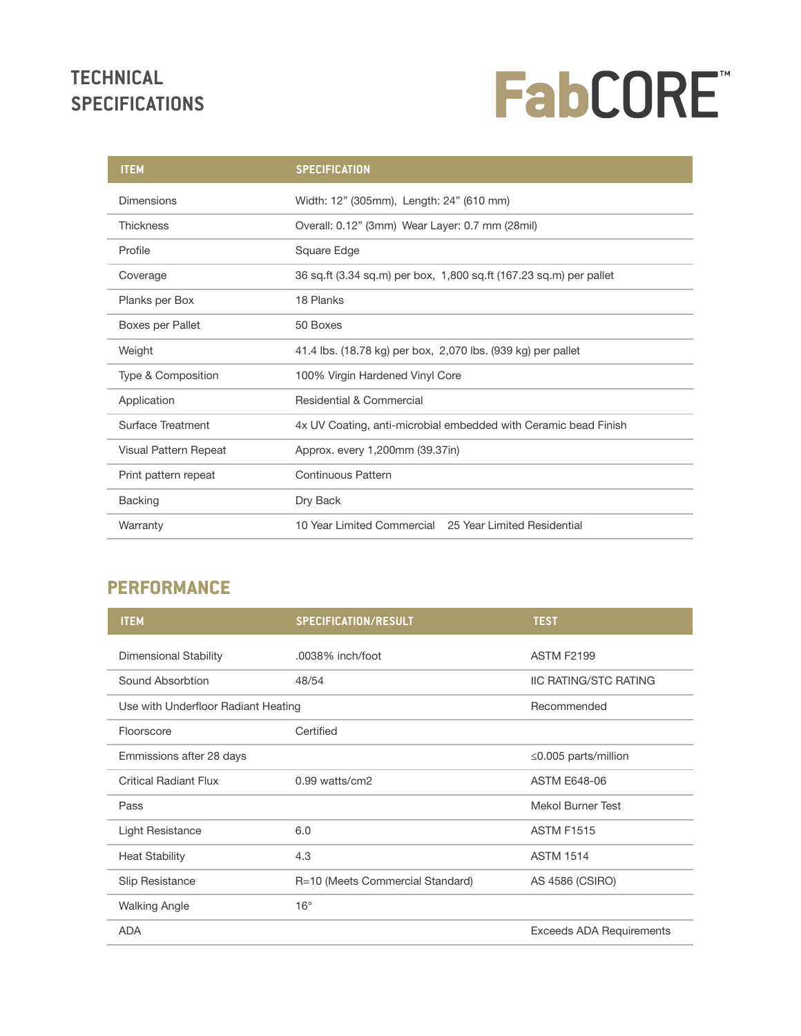# TECHNICAL SPECIFICATIONS

**FabCORE™**

| ITEM | SPECIFICATION |
|---|---|
| Dimensions | Width: 12" (305mm), Length: 24" (610 mm) |
| Thickness | Overall: 0.12" (3mm) Wear Layer: 0.7 mm (28mil) |
| Profile | Square Edge |
| Coverage | 36 sq.ft (3.34 sq.m) per box, 1,800 sq.ft (167.23 sq.m) per pallet |
| Planks per Box | 18 Planks |
| Boxes per Pallet | 50 Boxes |
| Weight | 41.4 lbs. (18.78 kg) per box, 2,070 lbs. (939 kg) per pallet |
| Type & Composition | 100% Virgin Hardened Vinyl Core |
| Application | Residential & Commercial |
| Surface Treatment | 4x UV Coating, anti-microbial embedded with Ceramic bead Finish |
| Visual Pattern Repeat | Approx. every 1,200mm (39.37in) |
| Print pattern repeat | Continuous Pattern |
| Backing | Dry Back |
| Warranty | 10 Year Limited Commercial 25 Year Limited Residential |

## PERFORMANCE

| ITEM | SPECIFICATION/RESULT | TEST |
|---|---|---|
| Dimensional Stability | .0038% inch/foot | ASTM F2199 |
| Sound Absorbtion | 48/54 | IIC RATING/STC RATING |
| Use with Underfloor Radiant Heating | | Recommended |
| Floorscore | Certified | |
| Emmissions after 28 days | | ≤0.005 parts/million |
| Critical Radiant Flux | 0.99 watts/cm2 | ASTM E648-06 |
| Pass | | Mekol Burner Test |
| Light Resistance | 6.0 | ASTM F1515 |
| Heat Stability | 4.3 | ASTM 1514 |
| Slip Resistance | R=10 (Meets Commercial Standard) | AS 4586 (CSIRO) |
| Walking Angle | 16° | |
| ADA | | Exceeds ADA Requirements |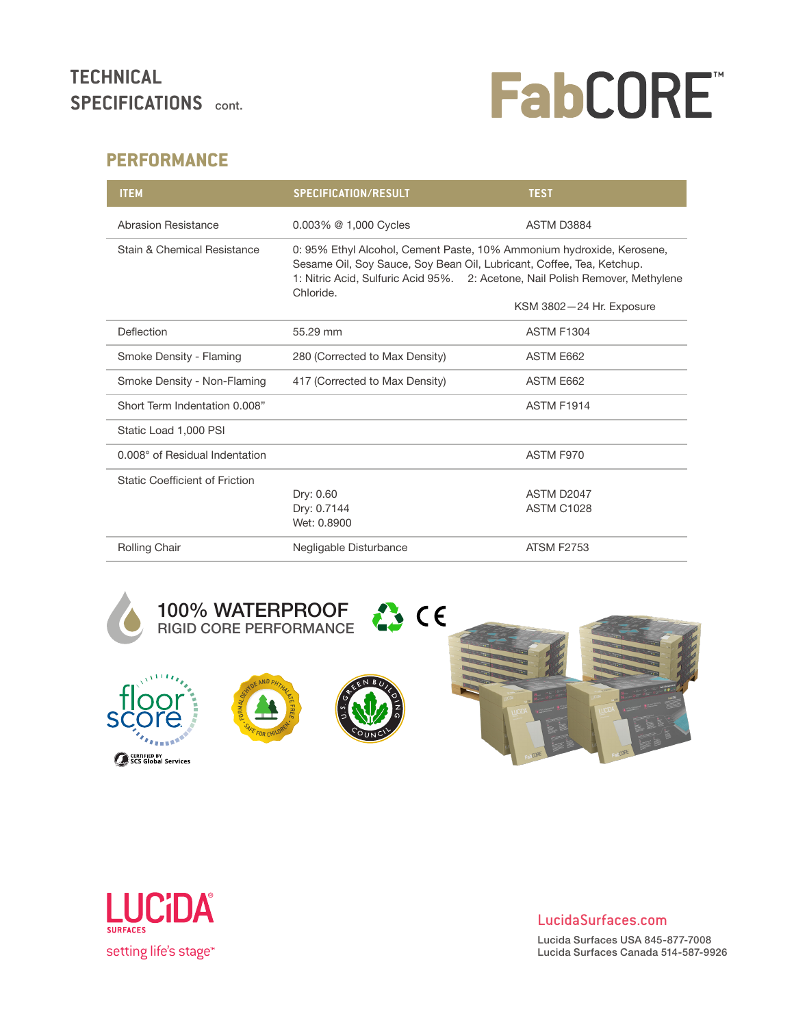# TECHNICAL SPECIFICATIONS cont.

FabCORE™

## PERFORMANCE

| ITEM | SPECIFICATION/RESULT | TEST |
|---|---|---|
| Abrasion Resistance | 0.003% @ 1,000 Cycles | ASTM D3884 |
| Stain & Chemical Resistance | 0: 95% Ethyl Alcohol, Cement Paste, 10% Ammonium hydroxide, Kerosene, Sesame Oil, Soy Sauce, Soy Bean Oil, Lubricant, Coffee, Tea, Ketchup. 1: Nitric Acid, Sulfuric Acid 95%. 2: Acetone, Nail Polish Remover, Methylene Chloride. | KSM 3802—24 Hr. Exposure |
| Deflection | 55.29 mm | ASTM F1304 |
| Smoke Density - Flaming | 280 (Corrected to Max Density) | ASTM E662 |
| Smoke Density - Non-Flaming | 417 (Corrected to Max Density) | ASTM E662 |
| Short Term Indentation 0.008” | | ASTM F1914 |
| Static Load 1,000 PSI | | |
| 0.008° of Residual Indentation | | ASTM F970 |
| Static Coefficient of Friction | Dry: 0.60<br>Dry: 0.7144<br>Wet: 0.8900 | ASTM D2047<br>ASTM C1028 |
| Rolling Chair | Negligable Disturbance | ATSM F2753 |

100% WATERPROOF
RIGID CORE PERFORMANCE

floor score
CERTIFIED BY SCS Global Services

FORMALDEHYDE AND PHTHALATE FREE • SAFE FOR CHILDREN •

U.S. GREEN BUILDING COUNCIL

LUCIDA® SURFACES
setting life's stage℠

LucidaSurfaces.com

Lucida Surfaces USA 845-877-7008
Lucida Surfaces Canada 514-587-9926